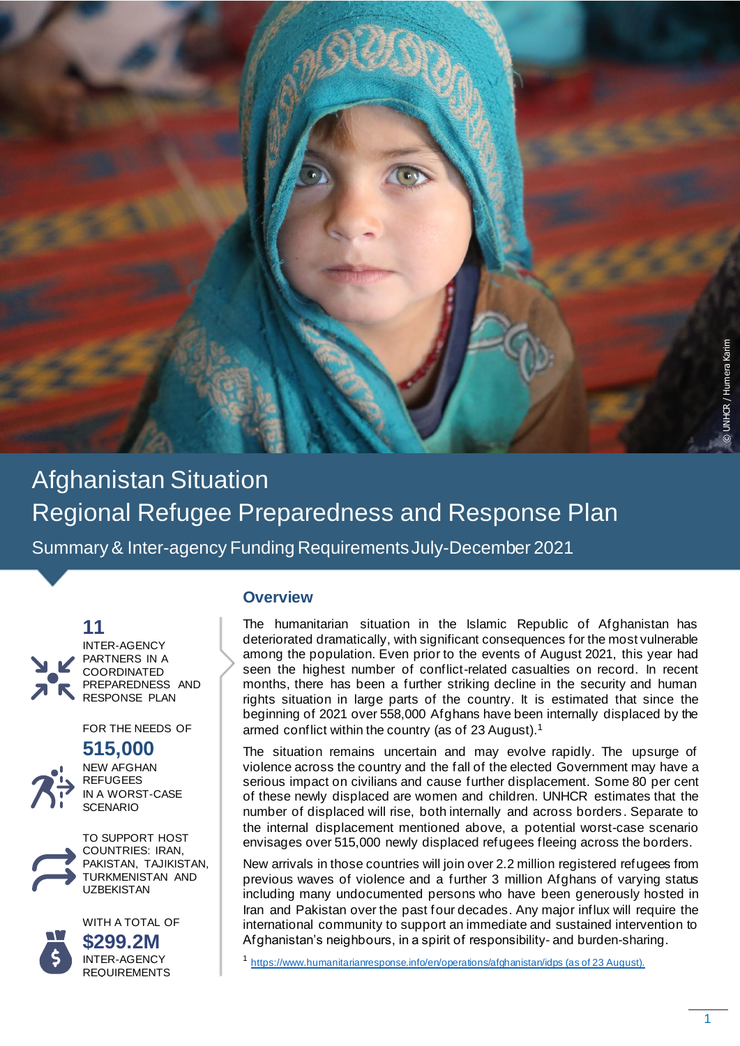# Afghanistan Situation

# Regional Refugee Preparedness and Response Plan

## Summary & Inter-agency Funding Requirements July-December 2021

© UNHCR / Humera Karim

**11**
INTER-AGENCY PARTNERS IN A COORDINATED PREPAREDNESS AND RESPONSE PLAN

FOR THE NEEDS OF
**515,000**
NEW AFGHAN REFUGEES IN A WORST-CASE SCENARIO

TO SUPPORT HOST COUNTRIES: IRAN, PAKISTAN, TAJIKISTAN, TURKMENISTAN AND UZBEKISTAN

WITH A TOTAL OF
**$299.2M**
INTER-AGENCY REQUIREMENTS

### Overview

The humanitarian situation in the Islamic Republic of Afghanistan has deteriorated dramatically, with significant consequences for the most vulnerable among the population. Even prior to the events of August 2021, this year had seen the highest number of conflict-related casualties on record. In recent months, there has been a further striking decline in the security and human rights situation in large parts of the country. It is estimated that since the beginning of 2021 over 558,000 Afghans have been internally displaced by the armed conflict within the country (as of 23 August).[1]

The situation remains uncertain and may evolve rapidly. The upsurge of violence across the country and the fall of the elected Government may have a serious impact on civilians and cause further displacement. Some 80 per cent of these newly displaced are women and children. UNHCR estimates that the number of displaced will rise, both internally and across borders. Separate to the internal displacement mentioned above, a potential worst-case scenario envisages over 515,000 newly displaced refugees fleeing across the borders.

New arrivals in those countries will join over 2.2 million registered refugees from previous waves of violence and a further 3 million Afghans of varying status including many undocumented persons who have been generously hosted in Iran and Pakistan over the past four decades. Any major influx will require the international community to support an immediate and sustained intervention to Afghanistan's neighbours, in a spirit of responsibility- and burden-sharing.

[1] https://www.humanitarianresponse.info/en/operations/afghanistan/idps (as of 23 August).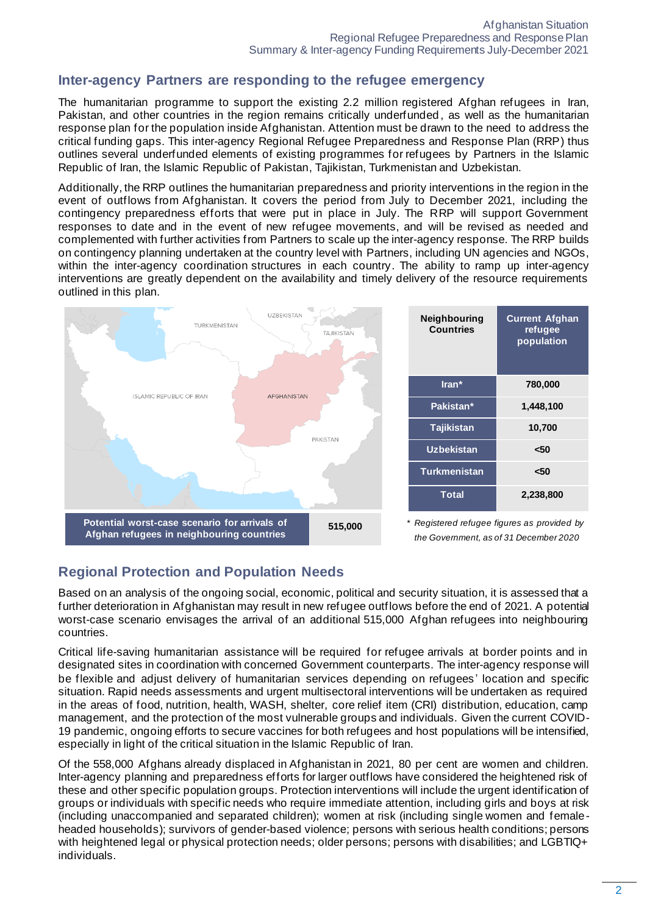## Inter-agency Partners are responding to the refugee emergency

The humanitarian programme to support the existing 2.2 million registered Afghan refugees in Iran, Pakistan, and other countries in the region remains critically underfunded, as well as the humanitarian response plan for the population inside Afghanistan. Attention must be drawn to the need to address the critical funding gaps. This inter-agency Regional Refugee Preparedness and Response Plan (RRP) thus outlines several underfunded elements of existing programmes for refugees by Partners in the Islamic Republic of Iran, the Islamic Republic of Pakistan, Tajikistan, Turkmenistan and Uzbekistan.

Additionally, the RRP outlines the humanitarian preparedness and priority interventions in the region in the event of outflows from Afghanistan. It covers the period from July to December 2021, including the contingency preparedness efforts that were put in place in July. The RRP will support Government responses to date and in the event of new refugee movements, and will be revised as needed and complemented with further activities from Partners to scale up the inter-agency response. The RRP builds on contingency planning undertaken at the country level with Partners, including UN agencies and NGOs, within the inter-agency coordination structures in each country. The ability to ramp up inter-agency interventions are greatly dependent on the availability and timely delivery of the resource requirements outlined in this plan.

| Potential worst-case scenario for arrivals of Afghan refugees in neighbouring countries | 515,000 |
|---|---|

| Neighbouring Countries | Current Afghan refugee population |
|---|---|
| Iran* | 780,000 |
| Pakistan* | 1,448,100 |
| Tajikistan | 10,700 |
| Uzbekistan | <50 |
| Turkmenistan | <50 |
| Total | 2,238,800 |

*\* Registered refugee figures as provided by the Government, as of 31 December 2020*

## Regional Protection and Population Needs

Based on an analysis of the ongoing social, economic, political and security situation, it is assessed that a further deterioration in Afghanistan may result in new refugee outflows before the end of 2021. A potential worst-case scenario envisages the arrival of an additional 515,000 Afghan refugees into neighbouring countries.

Critical life-saving humanitarian assistance will be required for refugee arrivals at border points and in designated sites in coordination with concerned Government counterparts. The inter-agency response will be flexible and adjust delivery of humanitarian services depending on refugees' location and specific situation. Rapid needs assessments and urgent multisectoral interventions will be undertaken as required in the areas of food, nutrition, health, WASH, shelter, core relief item (CRI) distribution, education, camp management, and the protection of the most vulnerable groups and individuals. Given the current COVID-19 pandemic, ongoing efforts to secure vaccines for both refugees and host populations will be intensified, especially in light of the critical situation in the Islamic Republic of Iran.

Of the 558,000 Afghans already displaced in Afghanistan in 2021, 80 per cent are women and children. Inter-agency planning and preparedness efforts for larger outflows have considered the heightened risk of these and other specific population groups. Protection interventions will include the urgent identification of groups or individuals with specific needs who require immediate attention, including girls and boys at risk (including unaccompanied and separated children); women at risk (including single women and female-headed households); survivors of gender-based violence; persons with serious health conditions; persons with heightened legal or physical protection needs; older persons; persons with disabilities; and LGBTIQ+ individuals.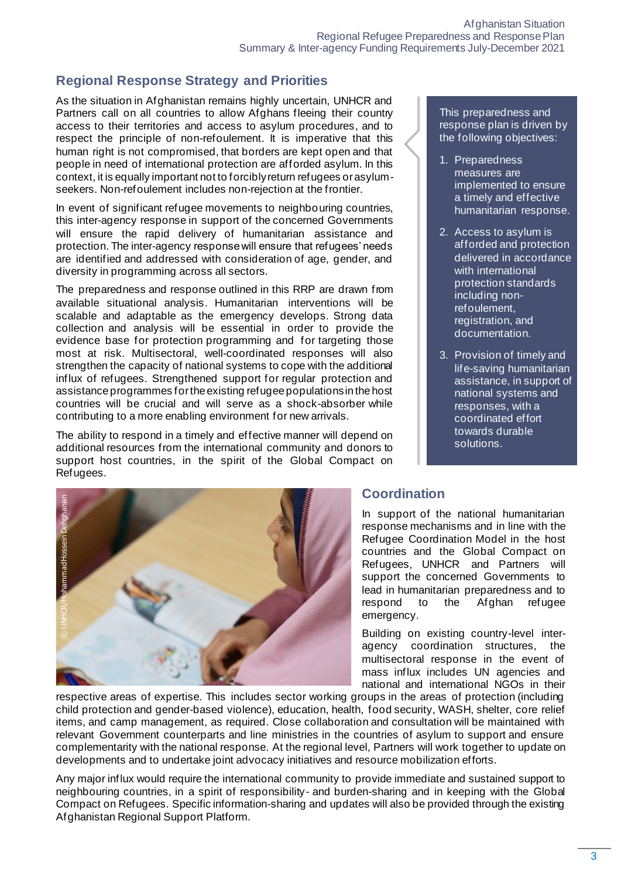## Regional Response Strategy and Priorities

As the situation in Afghanistan remains highly uncertain, UNHCR and Partners call on all countries to allow Afghans fleeing their country access to their territories and access to asylum procedures, and to respect the principle of non-refoulement. It is imperative that this human right is not compromised, that borders are kept open and that people in need of international protection are afforded asylum. In this context, it is equally important not to forcibly return refugees or asylum-seekers. Non-refoulement includes non-rejection at the frontier.

In event of significant refugee movements to neighbouring countries, this inter-agency response in support of the concerned Governments will ensure the rapid delivery of humanitarian assistance and protection. The inter-agency response will ensure that refugees' needs are identified and addressed with consideration of age, gender, and diversity in programming across all sectors.

The preparedness and response outlined in this RRP are drawn from available situational analysis. Humanitarian interventions will be scalable and adaptable as the emergency develops. Strong data collection and analysis will be essential in order to provide the evidence base for protection programming and for targeting those most at risk. Multisectoral, well-coordinated responses will also strengthen the capacity of national systems to cope with the additional influx of refugees. Strengthened support for regular protection and assistance programmes for the existing refugee populations in the host countries will be crucial and will serve as a shock-absorber while contributing to a more enabling environment for new arrivals.

The ability to respond in a timely and effective manner will depend on additional resources from the international community and donors to support host countries, in the spirit of the Global Compact on Refugees.

This preparedness and response plan is driven by the following objectives:

1. Preparedness measures are implemented to ensure a timely and effective humanitarian response.
2. Access to asylum is afforded and protection delivered in accordance with international protection standards including non-refoulement, registration, and documentation.
3. Provision of timely and life-saving humanitarian assistance, in support of national systems and responses, with a coordinated effort towards durable solutions.

© UNHCR/Mohammad Hossein Dehghanian

## Coordination

In support of the national humanitarian response mechanisms and in line with the Refugee Coordination Model in the host countries and the Global Compact on Refugees, UNHCR and Partners will support the concerned Governments to lead in humanitarian preparedness and to respond to the Afghan refugee emergency.

Building on existing country-level inter-agency coordination structures, the multisectoral response in the event of mass influx includes UN agencies and national and international NGOs in their respective areas of expertise. This includes sector working groups in the areas of protection (including child protection and gender-based violence), education, health, food security, WASH, shelter, core relief items, and camp management, as required. Close collaboration and consultation will be maintained with relevant Government counterparts and line ministries in the countries of asylum to support and ensure complementarity with the national response. At the regional level, Partners will work together to update on developments and to undertake joint advocacy initiatives and resource mobilization efforts.

Any major influx would require the international community to provide immediate and sustained support to neighbouring countries, in a spirit of responsibility- and burden-sharing and in keeping with the Global Compact on Refugees. Specific information-sharing and updates will also be provided through the existing Afghanistan Regional Support Platform.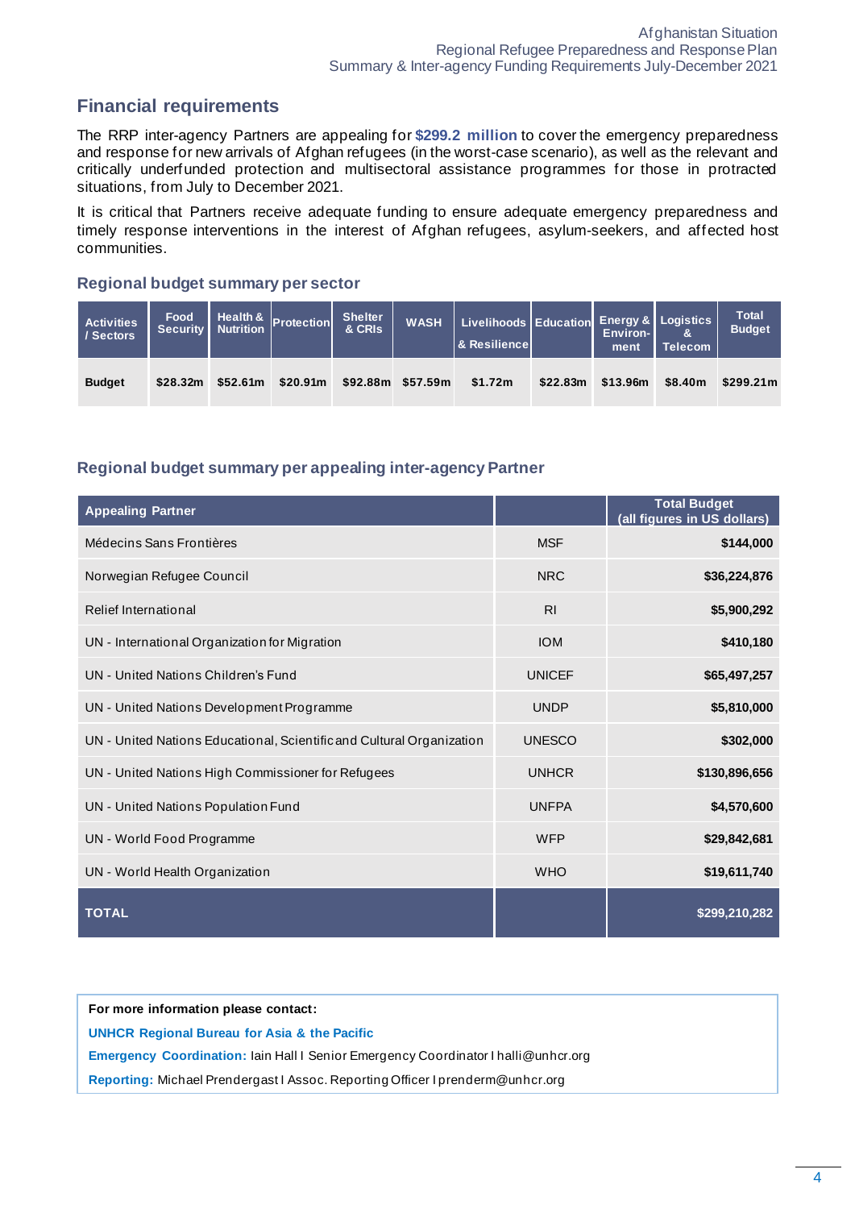## Financial requirements

The RRP inter-agency Partners are appealing for **$299.2 million** to cover the emergency preparedness and response for new arrivals of Afghan refugees (in the worst-case scenario), as well as the relevant and critically underfunded protection and multisectoral assistance programmes for those in protracted situations, from July to December 2021.

It is critical that Partners receive adequate funding to ensure adequate emergency preparedness and timely response interventions in the interest of Afghan refugees, asylum-seekers, and affected host communities.

### Regional budget summary per sector

| Activities / Sectors | Food Security | Health & Nutrition | Protection | Shelter & CRIs | WASH | Livelihoods & Resilience | Education | Energy & Environment | Logistics & Telecom | Total Budget |
|---|---|---|---|---|---|---|---|---|---|---|
| **Budget** | **$28.32m** | **$52.61m** | **$20.91m** | **$92.88m** | **$57.59m** | **$1.72m** | **$22.83m** | **$13.96m** | **$8.40m** | **$299.21m** |

### Regional budget summary per appealing inter-agency Partner

| Appealing Partner | | Total Budget (all figures in US dollars) |
|---|---|---|
| Médecins Sans Frontières | MSF | **$144,000** |
| Norwegian Refugee Council | NRC | **$36,224,876** |
| Relief International | RI | **$5,900,292** |
| UN - International Organization for Migration | IOM | **$410,180** |
| UN - United Nations Children's Fund | UNICEF | **$65,497,257** |
| UN - United Nations Development Programme | UNDP | **$5,810,000** |
| UN - United Nations Educational, Scientific and Cultural Organization | UNESCO | **$302,000** |
| UN - United Nations High Commissioner for Refugees | UNHCR | **$130,896,656** |
| UN - United Nations Population Fund | UNFPA | **$4,570,600** |
| UN - World Food Programme | WFP | **$29,842,681** |
| UN - World Health Organization | WHO | **$19,611,740** |
| **TOTAL** | | **$299,210,282** |

**For more information please contact:**

**UNHCR Regional Bureau for Asia & the Pacific**

**Emergency Coordination:** Iain Hall I Senior Emergency Coordinator I halli@unhcr.org

**Reporting:** Michael Prendergast I Assoc. Reporting Officer I prenderm@unhcr.org